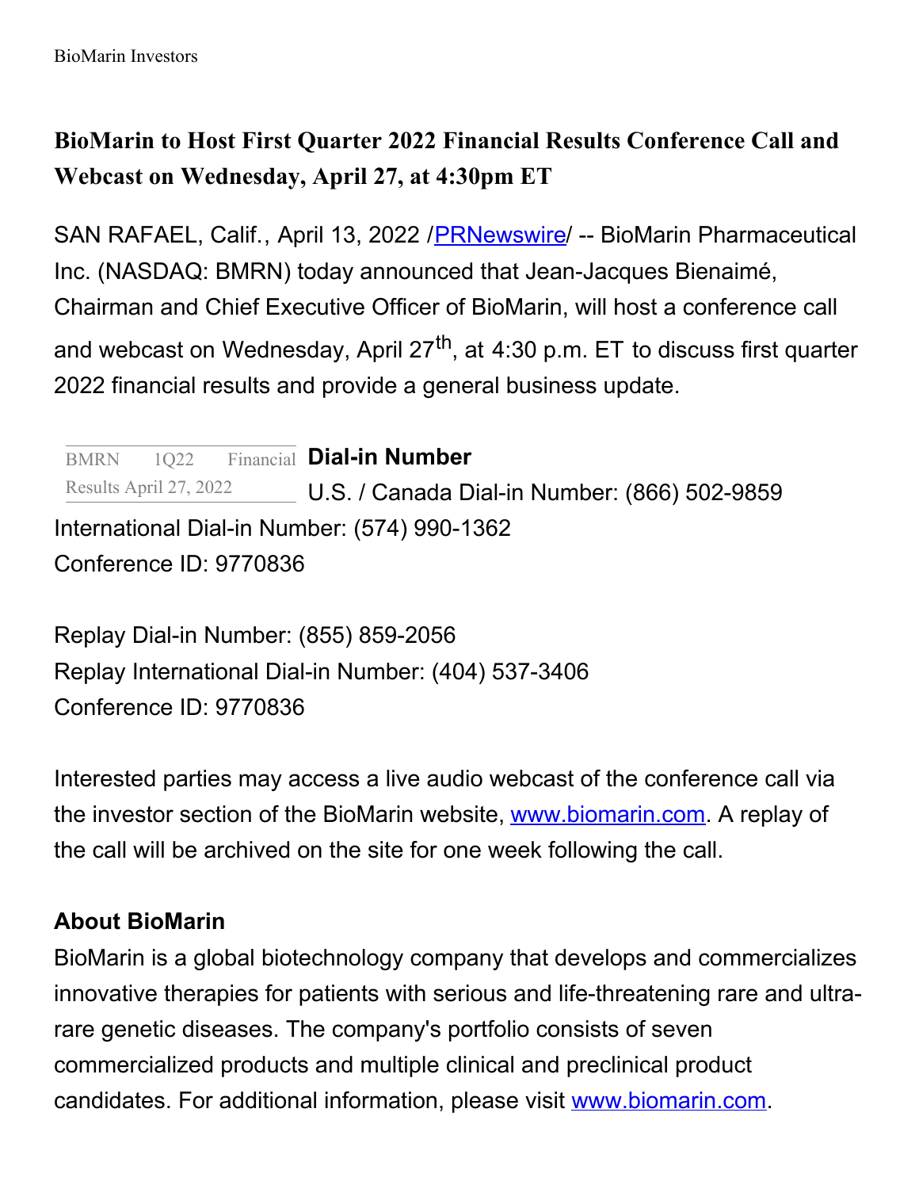BioMarin Investors

# BioMarin to Host First Quarter 2022 Financial Results Conference Call and Webcast on Wednesday, April 27, at 4:30pm ET

SAN RAFAEL, Calif., April 13, 2022 /PRNewswire/ -- BioMarin Pharmaceutical Inc. (NASDAQ: BMRN) today announced that Jean-Jacques Bienaimé, Chairman and Chief Executive Officer of BioMarin, will host a conference call and webcast on Wednesday, April 27th, at 4:30 p.m. ET to discuss first quarter 2022 financial results and provide a general business update.

| BMRN 1Q22 Financial Results April 27, 2022 |
|---|

**Dial-in Number**

U.S. / Canada Dial-in Number: (866) 502-9859
International Dial-in Number: (574) 990-1362
Conference ID: 9770836

Replay Dial-in Number: (855) 859-2056
Replay International Dial-in Number: (404) 537-3406
Conference ID: 9770836

Interested parties may access a live audio webcast of the conference call via the investor section of the BioMarin website, www.biomarin.com. A replay of the call will be archived on the site for one week following the call.

## About BioMarin

BioMarin is a global biotechnology company that develops and commercializes innovative therapies for patients with serious and life-threatening rare and ultra-rare genetic diseases. The company's portfolio consists of seven commercialized products and multiple clinical and preclinical product candidates. For additional information, please visit www.biomarin.com.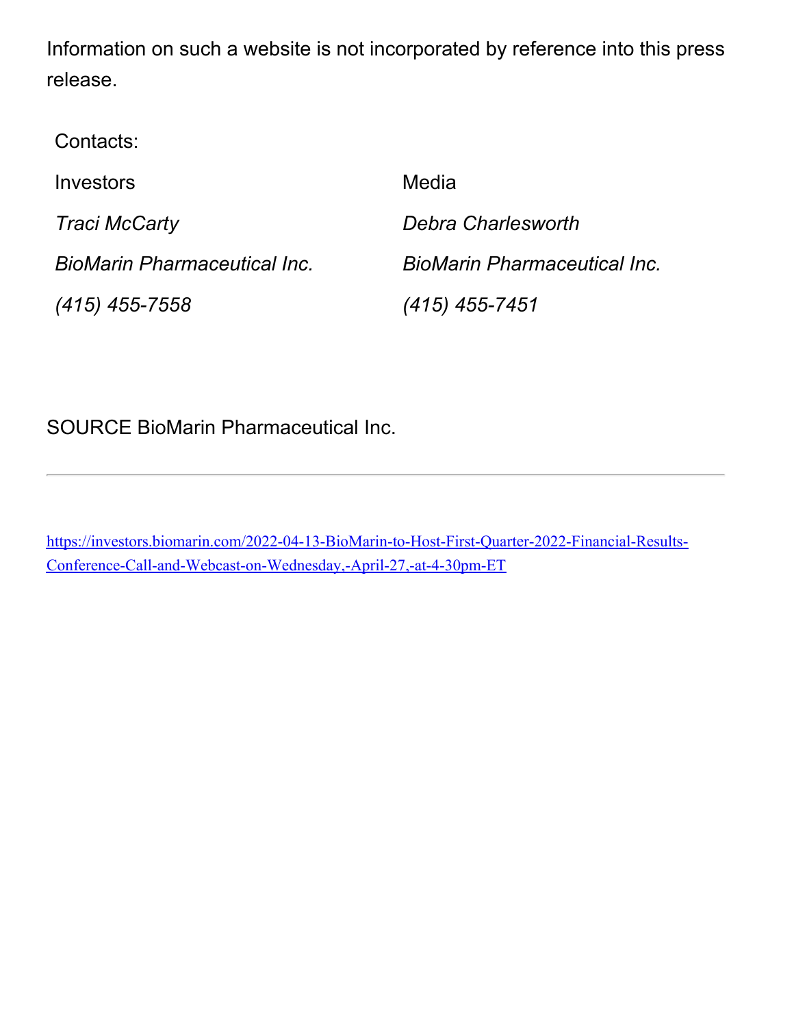Information on such a website is not incorporated by reference into this press release.

Contacts:

| | |
|---|---|
| Investors | Media |
| *Traci McCarty* | *Debra Charlesworth* |
| *BioMarin Pharmaceutical Inc.* | *BioMarin Pharmaceutical Inc.* |
| *(415) 455-7558* | *(415) 455-7451* |

SOURCE BioMarin Pharmaceutical Inc.

---

https://investors.biomarin.com/2022-04-13-BioMarin-to-Host-First-Quarter-2022-Financial-Results-Conference-Call-and-Webcast-on-Wednesday,-April-27,-at-4-30pm-ET